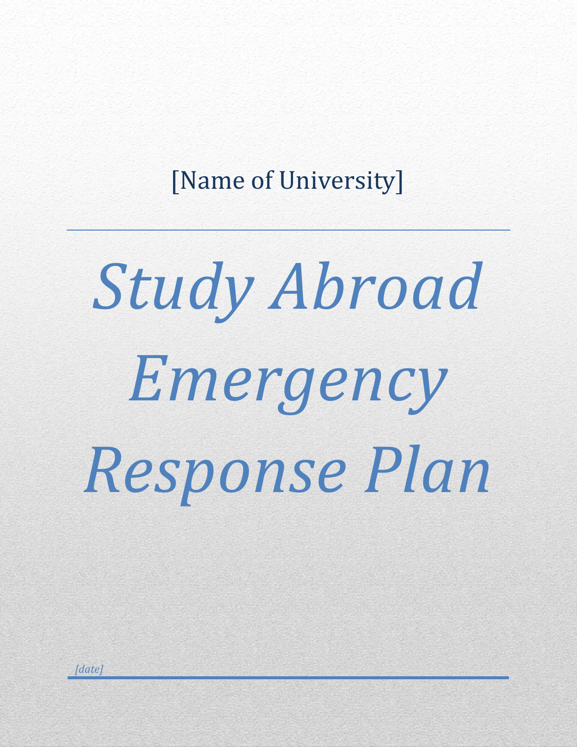[Name of University]

---

# *Study Abroad Emergency Response Plan*

*[date]*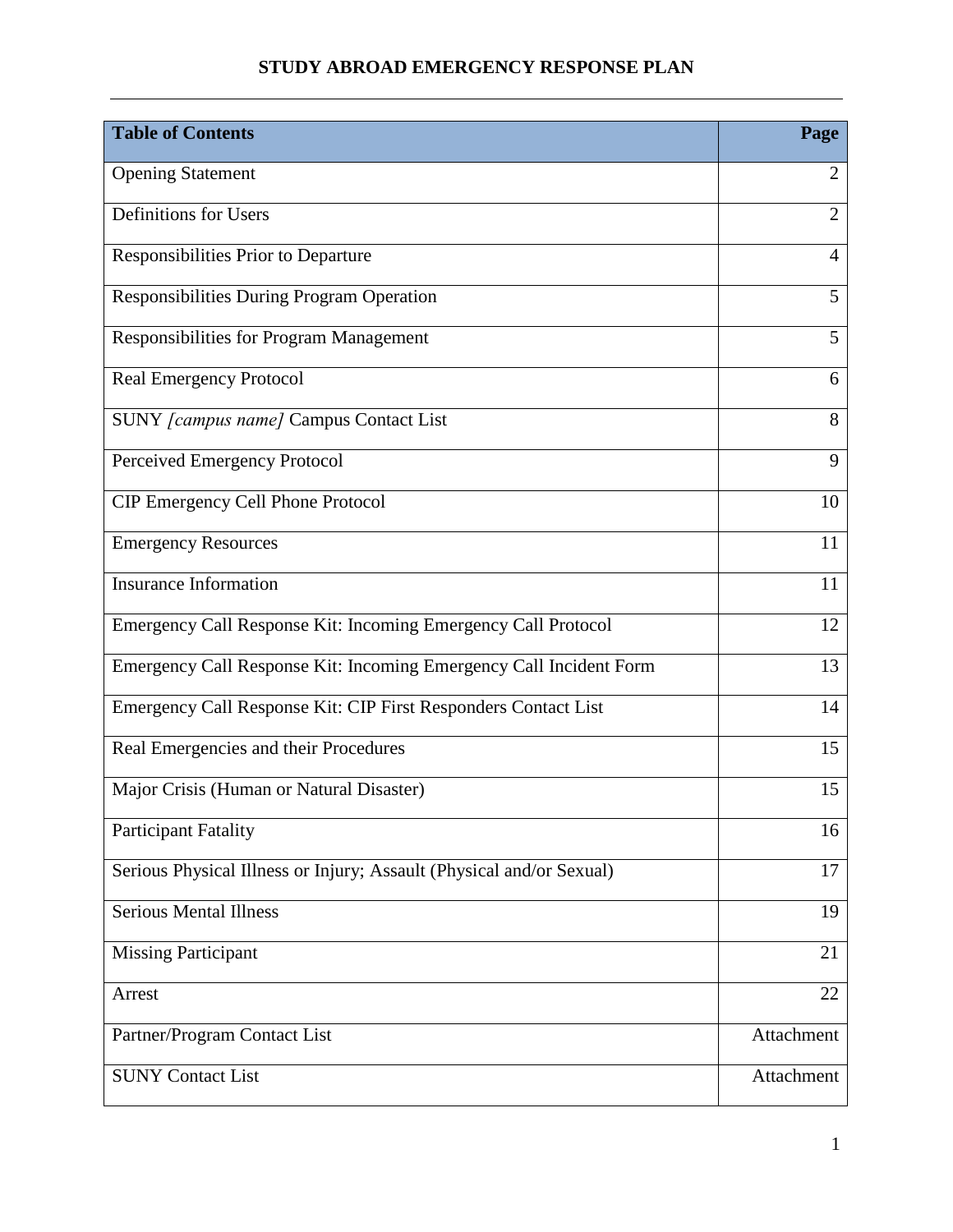# STUDY ABROAD EMERGENCY RESPONSE PLAN

| Table of Contents | Page |
|---|---|
| Opening Statement | 2 |
| Definitions for Users | 2 |
| Responsibilities Prior to Departure | 4 |
| Responsibilities During Program Operation | 5 |
| Responsibilities for Program Management | 5 |
| Real Emergency Protocol | 6 |
| SUNY *[campus name]* Campus Contact List | 8 |
| Perceived Emergency Protocol | 9 |
| CIP Emergency Cell Phone Protocol | 10 |
| Emergency Resources | 11 |
| Insurance Information | 11 |
| Emergency Call Response Kit: Incoming Emergency Call Protocol | 12 |
| Emergency Call Response Kit: Incoming Emergency Call Incident Form | 13 |
| Emergency Call Response Kit: CIP First Responders Contact List | 14 |
| Real Emergencies and their Procedures | 15 |
| Major Crisis (Human or Natural Disaster) | 15 |
| Participant Fatality | 16 |
| Serious Physical Illness or Injury; Assault (Physical and/or Sexual) | 17 |
| Serious Mental Illness | 19 |
| Missing Participant | 21 |
| Arrest | 22 |
| Partner/Program Contact List | Attachment |
| SUNY Contact List | Attachment |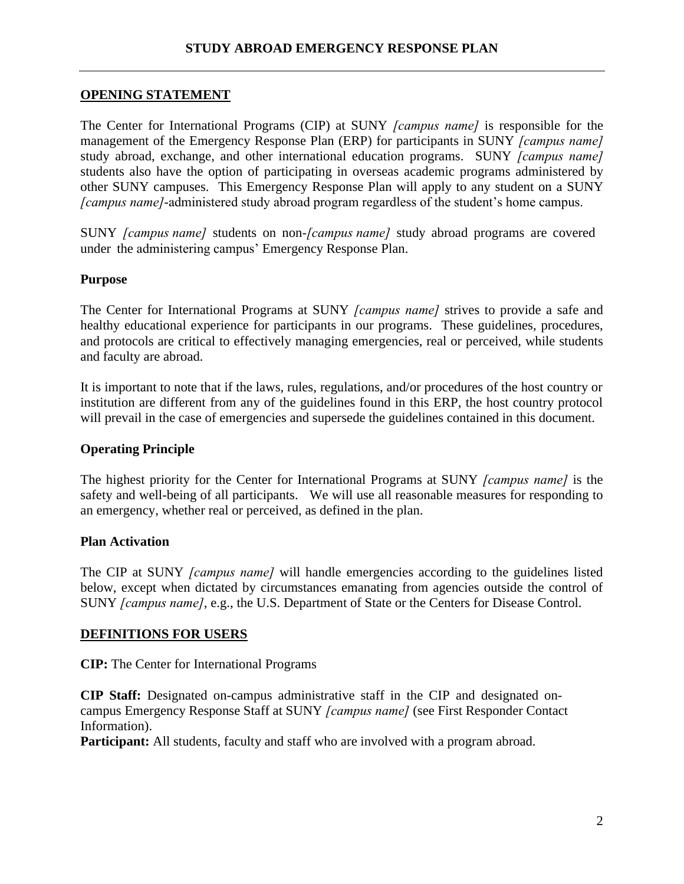# STUDY ABROAD EMERGENCY RESPONSE PLAN

## OPENING STATEMENT

The Center for International Programs (CIP) at SUNY *[campus name]* is responsible for the management of the Emergency Response Plan (ERP) for participants in SUNY *[campus name]* study abroad, exchange, and other international education programs. SUNY *[campus name]* students also have the option of participating in overseas academic programs administered by other SUNY campuses. This Emergency Response Plan will apply to any student on a SUNY *[campus name]*-administered study abroad program regardless of the student's home campus.

SUNY *[campus name]* students on non-*[campus name]* study abroad programs are covered under the administering campus' Emergency Response Plan.

### Purpose

The Center for International Programs at SUNY *[campus name]* strives to provide a safe and healthy educational experience for participants in our programs. These guidelines, procedures, and protocols are critical to effectively managing emergencies, real or perceived, while students and faculty are abroad.

It is important to note that if the laws, rules, regulations, and/or procedures of the host country or institution are different from any of the guidelines found in this ERP, the host country protocol will prevail in the case of emergencies and supersede the guidelines contained in this document.

### Operating Principle

The highest priority for the Center for International Programs at SUNY *[campus name]* is the safety and well-being of all participants. We will use all reasonable measures for responding to an emergency, whether real or perceived, as defined in the plan.

### Plan Activation

The CIP at SUNY *[campus name]* will handle emergencies according to the guidelines listed below, except when dictated by circumstances emanating from agencies outside the control of SUNY *[campus name]*, e.g., the U.S. Department of State or the Centers for Disease Control.

## DEFINITIONS FOR USERS

**CIP:** The Center for International Programs

**CIP Staff:** Designated on-campus administrative staff in the CIP and designated on-campus Emergency Response Staff at SUNY *[campus name]* (see First Responder Contact Information).

**Participant:** All students, faculty and staff who are involved with a program abroad.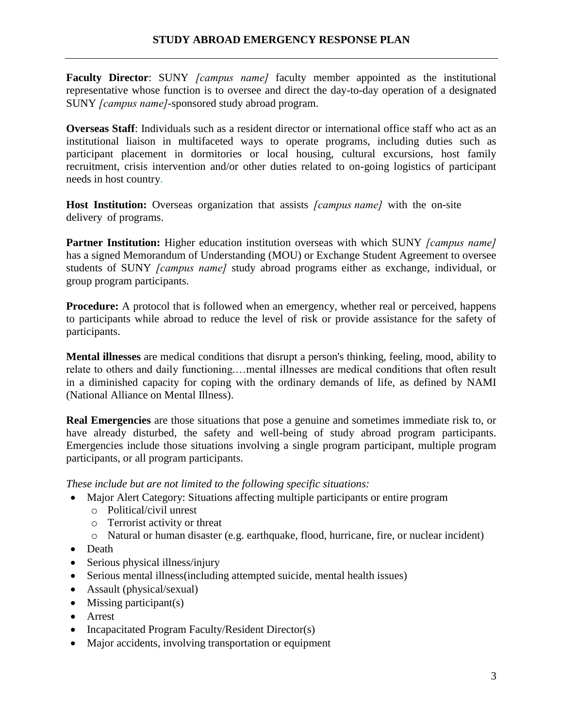**Faculty Director**: SUNY *[campus name]* faculty member appointed as the institutional representative whose function is to oversee and direct the day-to-day operation of a designated SUNY *[campus name]*-sponsored study abroad program.

**Overseas Staff**: Individuals such as a resident director or international office staff who act as an institutional liaison in multifaceted ways to operate programs, including duties such as participant placement in dormitories or local housing, cultural excursions, host family recruitment, crisis intervention and/or other duties related to on-going logistics of participant needs in host country.

**Host Institution:** Overseas organization that assists *[campus name]* with the on-site delivery of programs.

**Partner Institution:** Higher education institution overseas with which SUNY *[campus name]* has a signed Memorandum of Understanding (MOU) or Exchange Student Agreement to oversee students of SUNY *[campus name]* study abroad programs either as exchange, individual, or group program participants.

**Procedure:** A protocol that is followed when an emergency, whether real or perceived, happens to participants while abroad to reduce the level of risk or provide assistance for the safety of participants.

**Mental illnesses** are medical conditions that disrupt a person's thinking, feeling, mood, ability to relate to others and daily functioning.…mental illnesses are medical conditions that often result in a diminished capacity for coping with the ordinary demands of life, as defined by NAMI (National Alliance on Mental Illness).

**Real Emergencies** are those situations that pose a genuine and sometimes immediate risk to, or have already disturbed, the safety and well-being of study abroad program participants. Emergencies include those situations involving a single program participant, multiple program participants, or all program participants.

*These include but are not limited to the following specific situations:*

- Major Alert Category: Situations affecting multiple participants or entire program
  - Political/civil unrest
  - Terrorist activity or threat
  - Natural or human disaster (e.g. earthquake, flood, hurricane, fire, or nuclear incident)
- Death
- Serious physical illness/injury
- Serious mental illness(including attempted suicide, mental health issues)
- Assault (physical/sexual)
- Missing participant(s)
- Arrest
- Incapacitated Program Faculty/Resident Director(s)
- Major accidents, involving transportation or equipment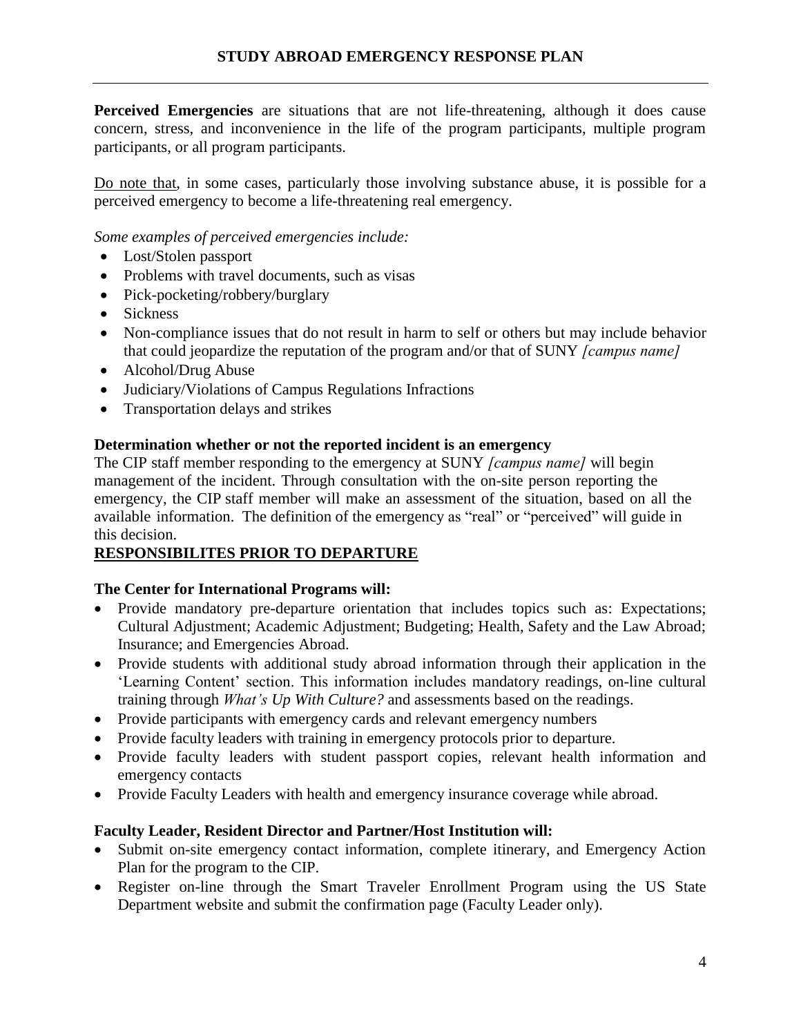**Perceived Emergencies** are situations that are not life-threatening, although it does cause concern, stress, and inconvenience in the life of the program participants, multiple program participants, or all program participants.

Do note that, in some cases, particularly those involving substance abuse, it is possible for a perceived emergency to become a life-threatening real emergency.

*Some examples of perceived emergencies include:*

- Lost/Stolen passport
- Problems with travel documents, such as visas
- Pick-pocketing/robbery/burglary
- Sickness
- Non-compliance issues that do not result in harm to self or others but may include behavior that could jeopardize the reputation of the program and/or that of SUNY *[campus name]*
- Alcohol/Drug Abuse
- Judiciary/Violations of Campus Regulations Infractions
- Transportation delays and strikes

**Determination whether or not the reported incident is an emergency**

The CIP staff member responding to the emergency at SUNY *[campus name]* will begin management of the incident. Through consultation with the on-site person reporting the emergency, the CIP staff member will make an assessment of the situation, based on all the available information. The definition of the emergency as "real" or "perceived" will guide in this decision.

## RESPONSIBILITES PRIOR TO DEPARTURE

**The Center for International Programs will:**

- Provide mandatory pre-departure orientation that includes topics such as: Expectations; Cultural Adjustment; Academic Adjustment; Budgeting; Health, Safety and the Law Abroad; Insurance; and Emergencies Abroad.
- Provide students with additional study abroad information through their application in the 'Learning Content' section. This information includes mandatory readings, on-line cultural training through *What's Up With Culture?* and assessments based on the readings.
- Provide participants with emergency cards and relevant emergency numbers
- Provide faculty leaders with training in emergency protocols prior to departure.
- Provide faculty leaders with student passport copies, relevant health information and emergency contacts
- Provide Faculty Leaders with health and emergency insurance coverage while abroad.

**Faculty Leader, Resident Director and Partner/Host Institution will:**

- Submit on-site emergency contact information, complete itinerary, and Emergency Action Plan for the program to the CIP.
- Register on-line through the Smart Traveler Enrollment Program using the US State Department website and submit the confirmation page (Faculty Leader only).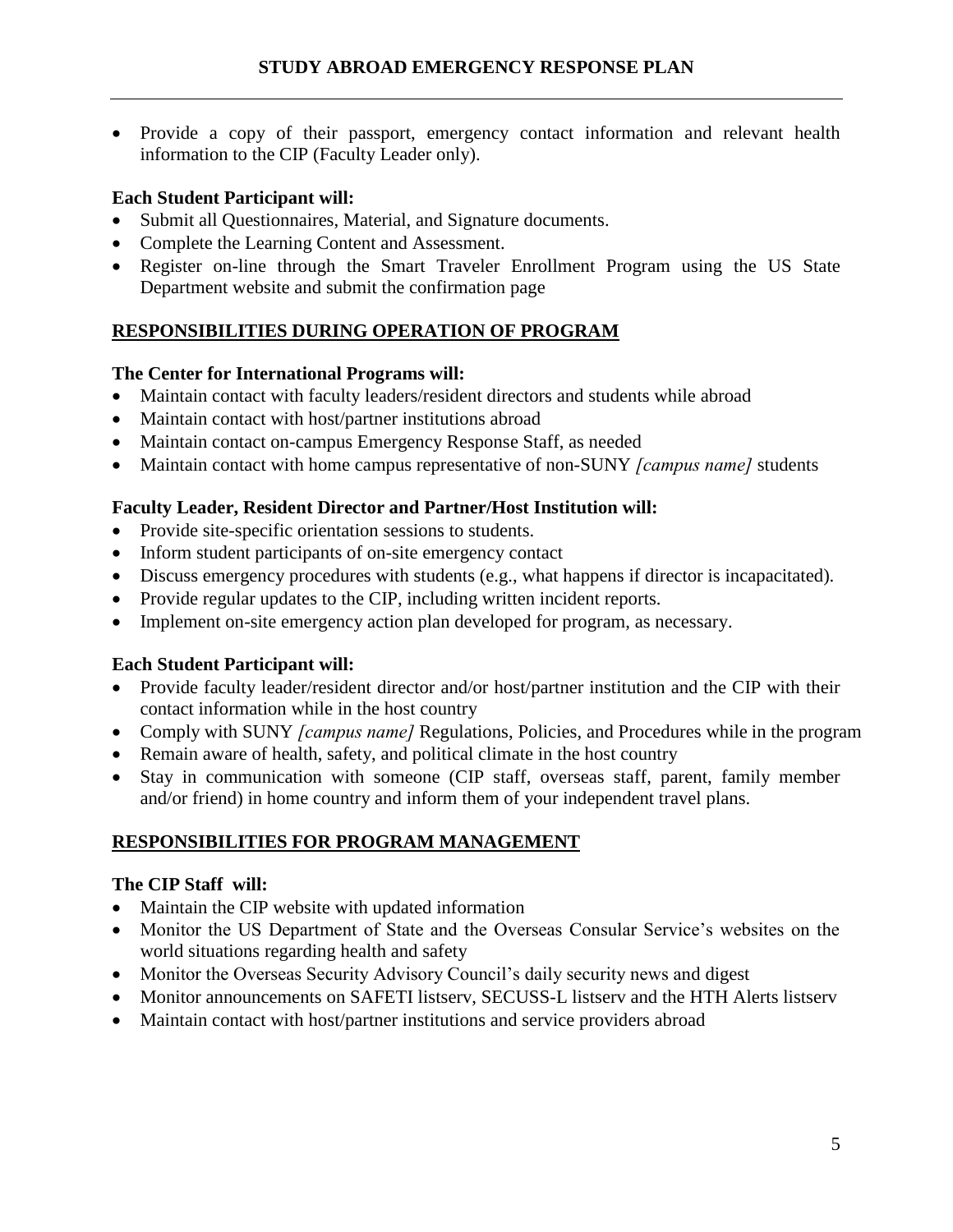- Provide a copy of their passport, emergency contact information and relevant health information to the CIP (Faculty Leader only).

**Each Student Participant will:**

- Submit all Questionnaires, Material, and Signature documents.
- Complete the Learning Content and Assessment.
- Register on-line through the Smart Traveler Enrollment Program using the US State Department website and submit the confirmation page

## RESPONSIBILITIES DURING OPERATION OF PROGRAM

**The Center for International Programs will:**

- Maintain contact with faculty leaders/resident directors and students while abroad
- Maintain contact with host/partner institutions abroad
- Maintain contact on-campus Emergency Response Staff, as needed
- Maintain contact with home campus representative of non-SUNY *[campus name]* students

**Faculty Leader, Resident Director and Partner/Host Institution will:**

- Provide site-specific orientation sessions to students.
- Inform student participants of on-site emergency contact
- Discuss emergency procedures with students (e.g., what happens if director is incapacitated).
- Provide regular updates to the CIP, including written incident reports.
- Implement on-site emergency action plan developed for program, as necessary.

**Each Student Participant will:**

- Provide faculty leader/resident director and/or host/partner institution and the CIP with their contact information while in the host country
- Comply with SUNY *[campus name]* Regulations, Policies, and Procedures while in the program
- Remain aware of health, safety, and political climate in the host country
- Stay in communication with someone (CIP staff, overseas staff, parent, family member and/or friend) in home country and inform them of your independent travel plans.

## RESPONSIBILITIES FOR PROGRAM MANAGEMENT

**The CIP Staff will:**

- Maintain the CIP website with updated information
- Monitor the US Department of State and the Overseas Consular Service's websites on the world situations regarding health and safety
- Monitor the Overseas Security Advisory Council's daily security news and digest
- Monitor announcements on SAFETI listserv, SECUSS-L listserv and the HTH Alerts listserv
- Maintain contact with host/partner institutions and service providers abroad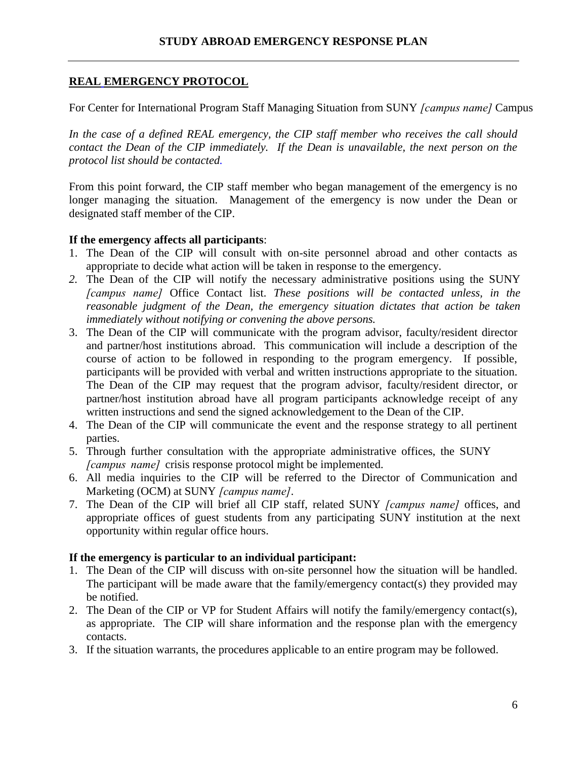## STUDY ABROAD EMERGENCY RESPONSE PLAN

**REAL EMERGENCY PROTOCOL**

For Center for International Program Staff Managing Situation from SUNY *[campus name]* Campus

*In the case of a defined REAL emergency, the CIP staff member who receives the call should contact the Dean of the CIP immediately. If the Dean is unavailable, the next person on the protocol list should be contacted.*

From this point forward, the CIP staff member who began management of the emergency is no longer managing the situation. Management of the emergency is now under the Dean or designated staff member of the CIP.

**If the emergency affects all participants**:

1. The Dean of the CIP will consult with on-site personnel abroad and other contacts as appropriate to decide what action will be taken in response to the emergency.
2. The Dean of the CIP will notify the necessary administrative positions using the SUNY *[campus name]* Office Contact list. *These positions will be contacted unless, in the reasonable judgment of the Dean, the emergency situation dictates that action be taken immediately without notifying or convening the above persons.*
3. The Dean of the CIP will communicate with the program advisor, faculty/resident director and partner/host institutions abroad. This communication will include a description of the course of action to be followed in responding to the program emergency. If possible, participants will be provided with verbal and written instructions appropriate to the situation. The Dean of the CIP may request that the program advisor, faculty/resident director, or partner/host institution abroad have all program participants acknowledge receipt of any written instructions and send the signed acknowledgement to the Dean of the CIP.
4. The Dean of the CIP will communicate the event and the response strategy to all pertinent parties.
5. Through further consultation with the appropriate administrative offices, the SUNY *[campus name]* crisis response protocol might be implemented.
6. All media inquiries to the CIP will be referred to the Director of Communication and Marketing (OCM) at SUNY *[campus name]*.
7. The Dean of the CIP will brief all CIP staff, related SUNY *[campus name]* offices, and appropriate offices of guest students from any participating SUNY institution at the next opportunity within regular office hours.

**If the emergency is particular to an individual participant:**

1. The Dean of the CIP will discuss with on-site personnel how the situation will be handled. The participant will be made aware that the family/emergency contact(s) they provided may be notified.
2. The Dean of the CIP or VP for Student Affairs will notify the family/emergency contact(s), as appropriate. The CIP will share information and the response plan with the emergency contacts.
3. If the situation warrants, the procedures applicable to an entire program may be followed.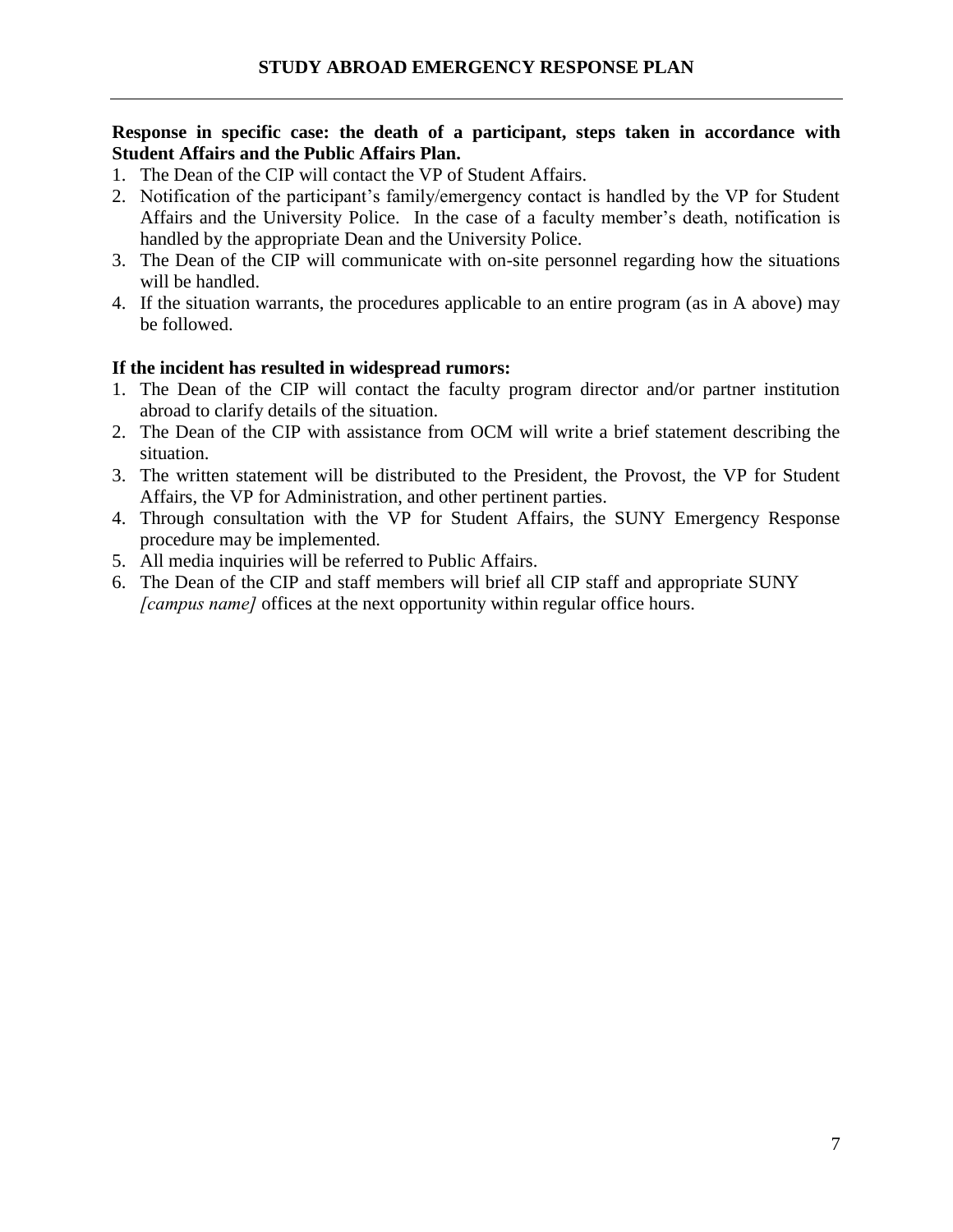**Response in specific case: the death of a participant, steps taken in accordance with Student Affairs and the Public Affairs Plan.**

1. The Dean of the CIP will contact the VP of Student Affairs.
2. Notification of the participant's family/emergency contact is handled by the VP for Student Affairs and the University Police. In the case of a faculty member's death, notification is handled by the appropriate Dean and the University Police.
3. The Dean of the CIP will communicate with on-site personnel regarding how the situations will be handled.
4. If the situation warrants, the procedures applicable to an entire program (as in A above) may be followed.

**If the incident has resulted in widespread rumors:**

1. The Dean of the CIP will contact the faculty program director and/or partner institution abroad to clarify details of the situation.
2. The Dean of the CIP with assistance from OCM will write a brief statement describing the situation.
3. The written statement will be distributed to the President, the Provost, the VP for Student Affairs, the VP for Administration, and other pertinent parties.
4. Through consultation with the VP for Student Affairs, the SUNY Emergency Response procedure may be implemented.
5. All media inquiries will be referred to Public Affairs.
6. The Dean of the CIP and staff members will brief all CIP staff and appropriate SUNY *[campus name]* offices at the next opportunity within regular office hours.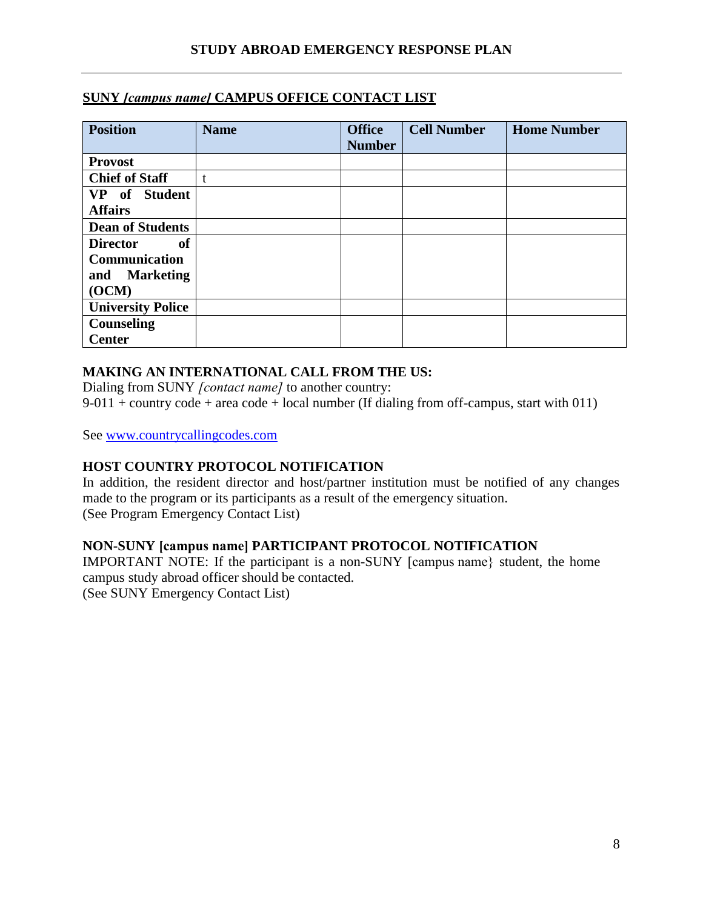## SUNY *[campus name]* CAMPUS OFFICE CONTACT LIST

| Position | Name | Office Number | Cell Number | Home Number |
|---|---|---|---|---|
| **Provost** | | | | |
| **Chief of Staff** | t | | | |
| **VP of Student Affairs** | | | | |
| **Dean of Students** | | | | |
| **Director of Communication and Marketing (OCM)** | | | | |
| **University Police** | | | | |
| **Counseling Center** | | | | |

### MAKING AN INTERNATIONAL CALL FROM THE US:

Dialing from SUNY *[contact name]* to another country:
9-011 + country code + area code + local number (If dialing from off-campus, start with 011)

See [www.countrycallingcodes.com](http://www.countrycallingcodes.com)

### HOST COUNTRY PROTOCOL NOTIFICATION

In addition, the resident director and host/partner institution must be notified of any changes made to the program or its participants as a result of the emergency situation.
(See Program Emergency Contact List)

### NON-SUNY [campus name] PARTICIPANT PROTOCOL NOTIFICATION

IMPORTANT NOTE: If the participant is a non-SUNY [campus name} student, the home campus study abroad officer should be contacted.
(See SUNY Emergency Contact List)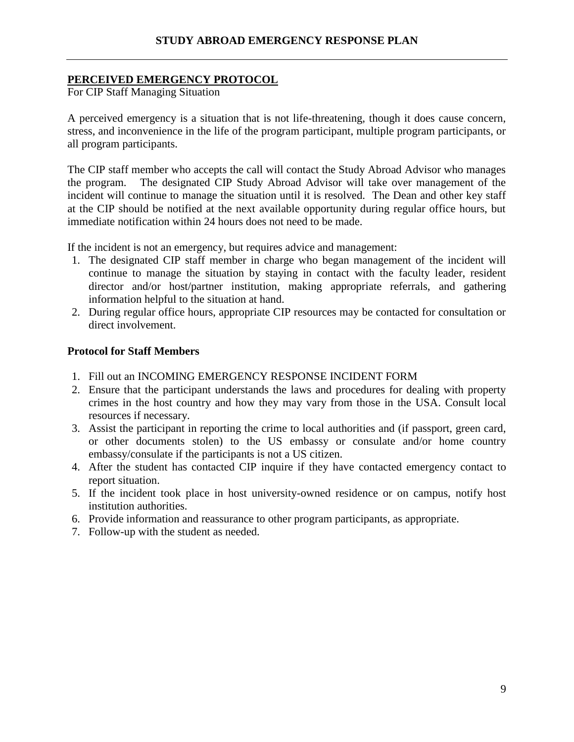## PERCEIVED EMERGENCY PROTOCOL

For CIP Staff Managing Situation

A perceived emergency is a situation that is not life-threatening, though it does cause concern, stress, and inconvenience in the life of the program participant, multiple program participants, or all program participants.

The CIP staff member who accepts the call will contact the Study Abroad Advisor who manages the program. The designated CIP Study Abroad Advisor will take over management of the incident will continue to manage the situation until it is resolved. The Dean and other key staff at the CIP should be notified at the next available opportunity during regular office hours, but immediate notification within 24 hours does not need to be made.

If the incident is not an emergency, but requires advice and management:

1. The designated CIP staff member in charge who began management of the incident will continue to manage the situation by staying in contact with the faculty leader, resident director and/or host/partner institution, making appropriate referrals, and gathering information helpful to the situation at hand.
2. During regular office hours, appropriate CIP resources may be contacted for consultation or direct involvement.

### Protocol for Staff Members

1. Fill out an INCOMING EMERGENCY RESPONSE INCIDENT FORM
2. Ensure that the participant understands the laws and procedures for dealing with property crimes in the host country and how they may vary from those in the USA. Consult local resources if necessary.
3. Assist the participant in reporting the crime to local authorities and (if passport, green card, or other documents stolen) to the US embassy or consulate and/or home country embassy/consulate if the participants is not a US citizen.
4. After the student has contacted CIP inquire if they have contacted emergency contact to report situation.
5. If the incident took place in host university-owned residence or on campus, notify host institution authorities.
6. Provide information and reassurance to other program participants, as appropriate.
7. Follow-up with the student as needed.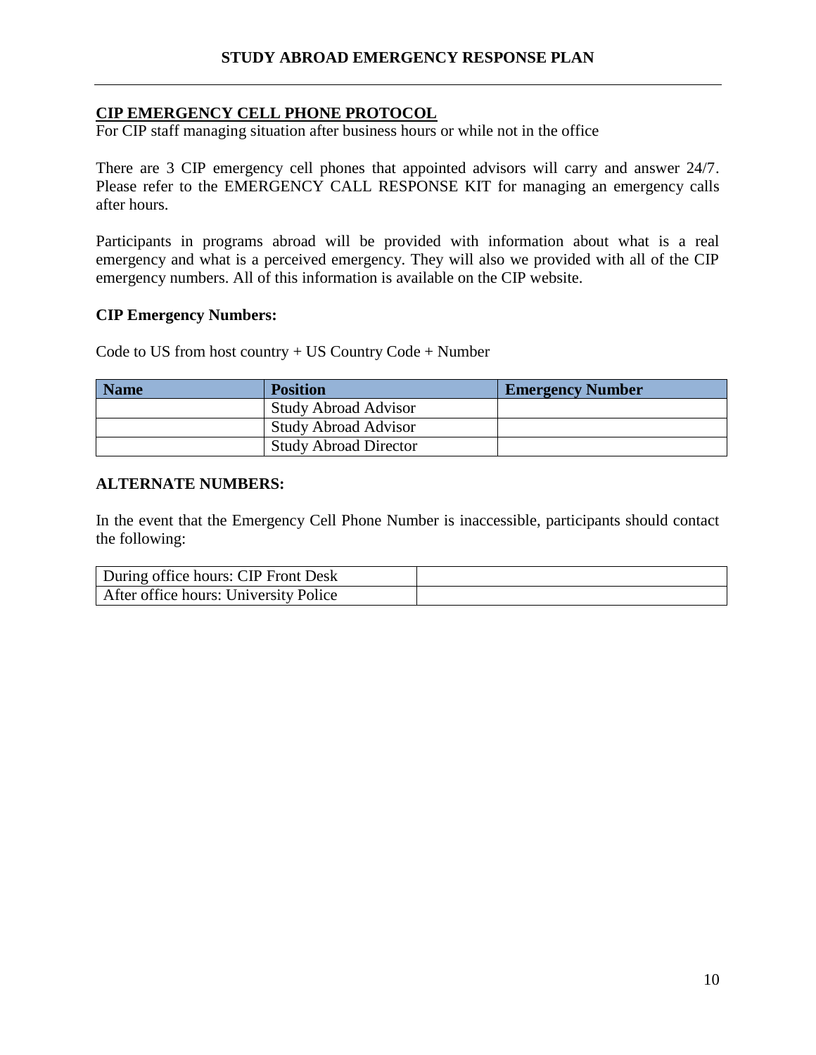## CIP EMERGENCY CELL PHONE PROTOCOL

For CIP staff managing situation after business hours or while not in the office

There are 3 CIP emergency cell phones that appointed advisors will carry and answer 24/7. Please refer to the EMERGENCY CALL RESPONSE KIT for managing an emergency calls after hours.

Participants in programs abroad will be provided with information about what is a real emergency and what is a perceived emergency. They will also we provided with all of the CIP emergency numbers. All of this information is available on the CIP website.

**CIP Emergency Numbers:**

Code to US from host country + US Country Code + Number

| Name | Position | Emergency Number |
|---|---|---|
| | Study Abroad Advisor | |
| | Study Abroad Advisor | |
| | Study Abroad Director | |

**ALTERNATE NUMBERS:**

In the event that the Emergency Cell Phone Number is inaccessible, participants should contact the following:

| | |
|---|---|
| During office hours: CIP Front Desk | |
| After office hours: University Police | |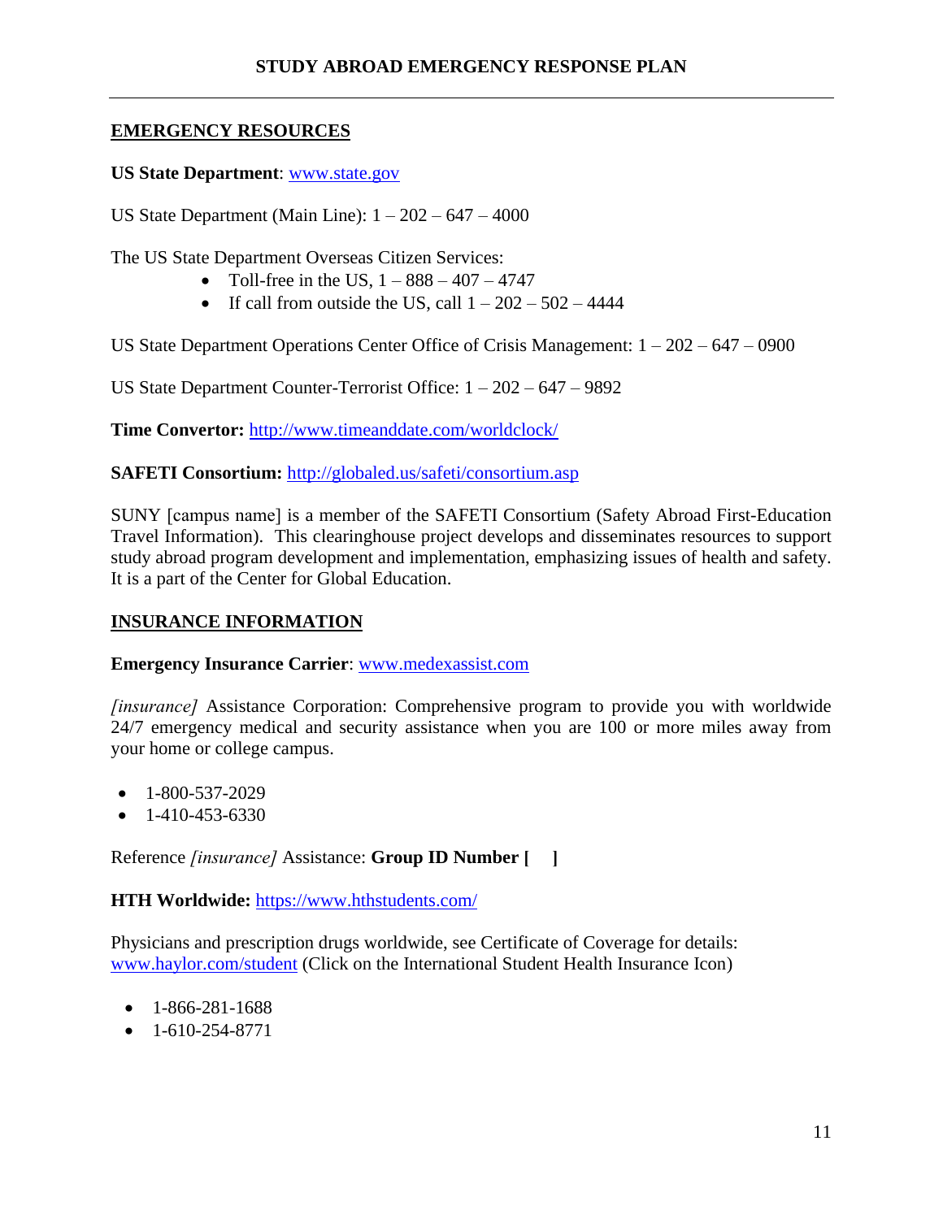# STUDY ABROAD EMERGENCY RESPONSE PLAN

## EMERGENCY RESOURCES

**US State Department**: www.state.gov

US State Department (Main Line): 1 – 202 – 647 – 4000

The US State Department Overseas Citizen Services:

- Toll-free in the US, 1 – 888 – 407 – 4747
- If call from outside the US, call 1 – 202 – 502 – 4444

US State Department Operations Center Office of Crisis Management: 1 – 202 – 647 – 0900

US State Department Counter-Terrorist Office: 1 – 202 – 647 – 9892

**Time Convertor:** http://www.timeanddate.com/worldclock/

**SAFETI Consortium:** http://globaled.us/safeti/consortium.asp

SUNY [campus name] is a member of the SAFETI Consortium (Safety Abroad First-Education Travel Information). This clearinghouse project develops and disseminates resources to support study abroad program development and implementation, emphasizing issues of health and safety. It is a part of the Center for Global Education.

## INSURANCE INFORMATION

**Emergency Insurance Carrier**: www.medexassist.com

*[insurance]* Assistance Corporation: Comprehensive program to provide you with worldwide 24/7 emergency medical and security assistance when you are 100 or more miles away from your home or college campus.

- 1-800-537-2029
- 1-410-453-6330

Reference *[insurance]* Assistance: **Group ID Number [ ]**

**HTH Worldwide:** https://www.hthstudents.com/

Physicians and prescription drugs worldwide, see Certificate of Coverage for details: www.haylor.com/student (Click on the International Student Health Insurance Icon)

- 1-866-281-1688
- 1-610-254-8771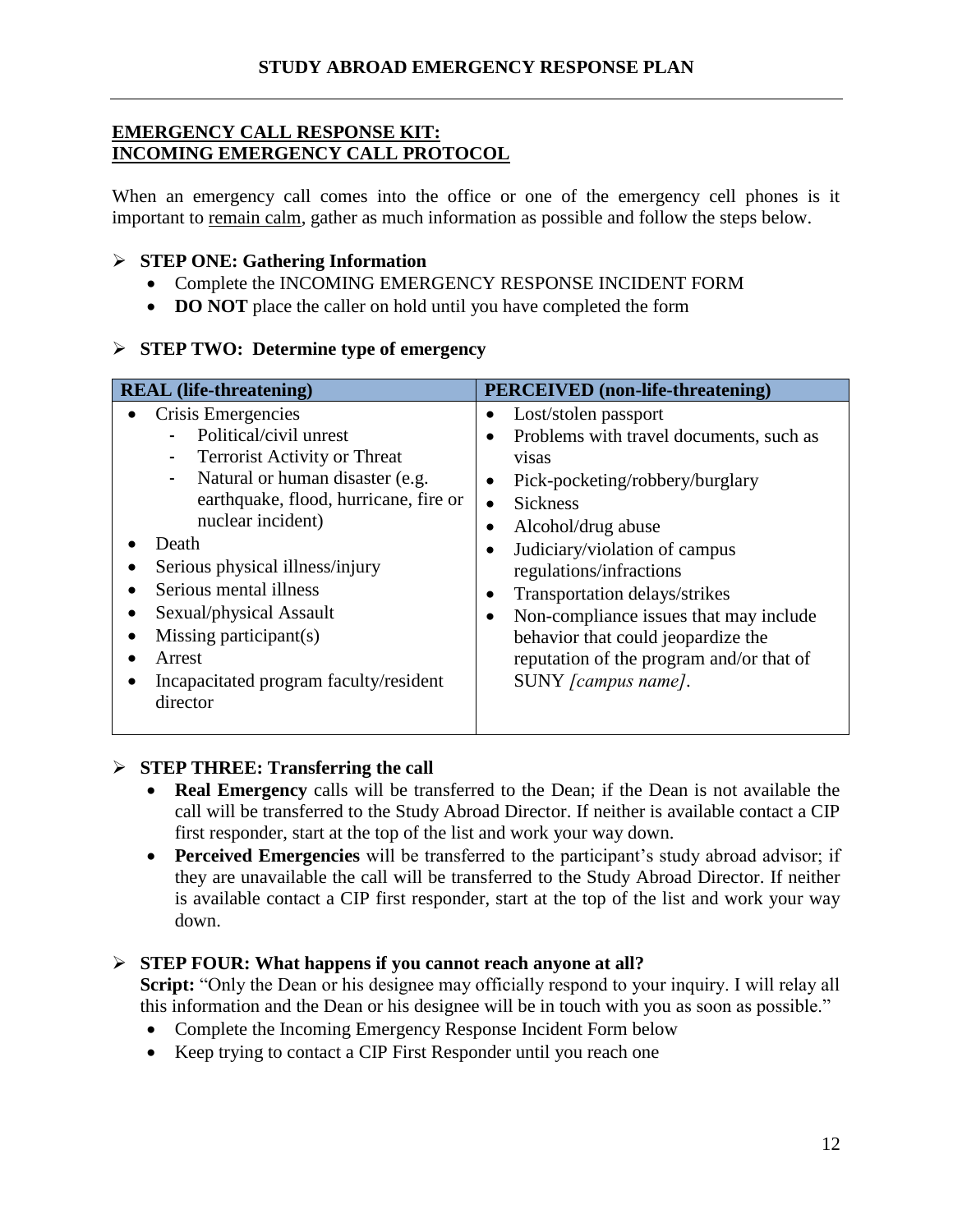## STUDY ABROAD EMERGENCY RESPONSE PLAN

**EMERGENCY CALL RESPONSE KIT:**
**INCOMING EMERGENCY CALL PROTOCOL**

When an emergency call comes into the office or one of the emergency cell phones is it important to remain calm, gather as much information as possible and follow the steps below.

- **STEP ONE: Gathering Information**
  - Complete the INCOMING EMERGENCY RESPONSE INCIDENT FORM
  - **DO NOT** place the caller on hold until you have completed the form

- **STEP TWO: Determine type of emergency**

| REAL (life-threatening) | PERCEIVED (non-life-threatening) |
| --- | --- |
| • Crisis Emergencies<br>- Political/civil unrest<br>- Terrorist Activity or Threat<br>- Natural or human disaster (e.g. earthquake, flood, hurricane, fire or nuclear incident)<br>• Death<br>• Serious physical illness/injury<br>• Serious mental illness<br>• Sexual/physical Assault<br>• Missing participant(s)<br>• Arrest<br>• Incapacitated program faculty/resident director | • Lost/stolen passport<br>• Problems with travel documents, such as visas<br>• Pick-pocketing/robbery/burglary<br>• Sickness<br>• Alcohol/drug abuse<br>• Judiciary/violation of campus regulations/infractions<br>• Transportation delays/strikes<br>• Non-compliance issues that may include behavior that could jeopardize the reputation of the program and/or that of SUNY *[campus name]*. |

- **STEP THREE: Transferring the call**
  - **Real Emergency** calls will be transferred to the Dean; if the Dean is not available the call will be transferred to the Study Abroad Director. If neither is available contact a CIP first responder, start at the top of the list and work your way down.
  - **Perceived Emergencies** will be transferred to the participant's study abroad advisor; if they are unavailable the call will be transferred to the Study Abroad Director. If neither is available contact a CIP first responder, start at the top of the list and work your way down.

- **STEP FOUR: What happens if you cannot reach anyone at all?**

  **Script:** "Only the Dean or his designee may officially respond to your inquiry. I will relay all this information and the Dean or his designee will be in touch with you as soon as possible."
  - Complete the Incoming Emergency Response Incident Form below
  - Keep trying to contact a CIP First Responder until you reach one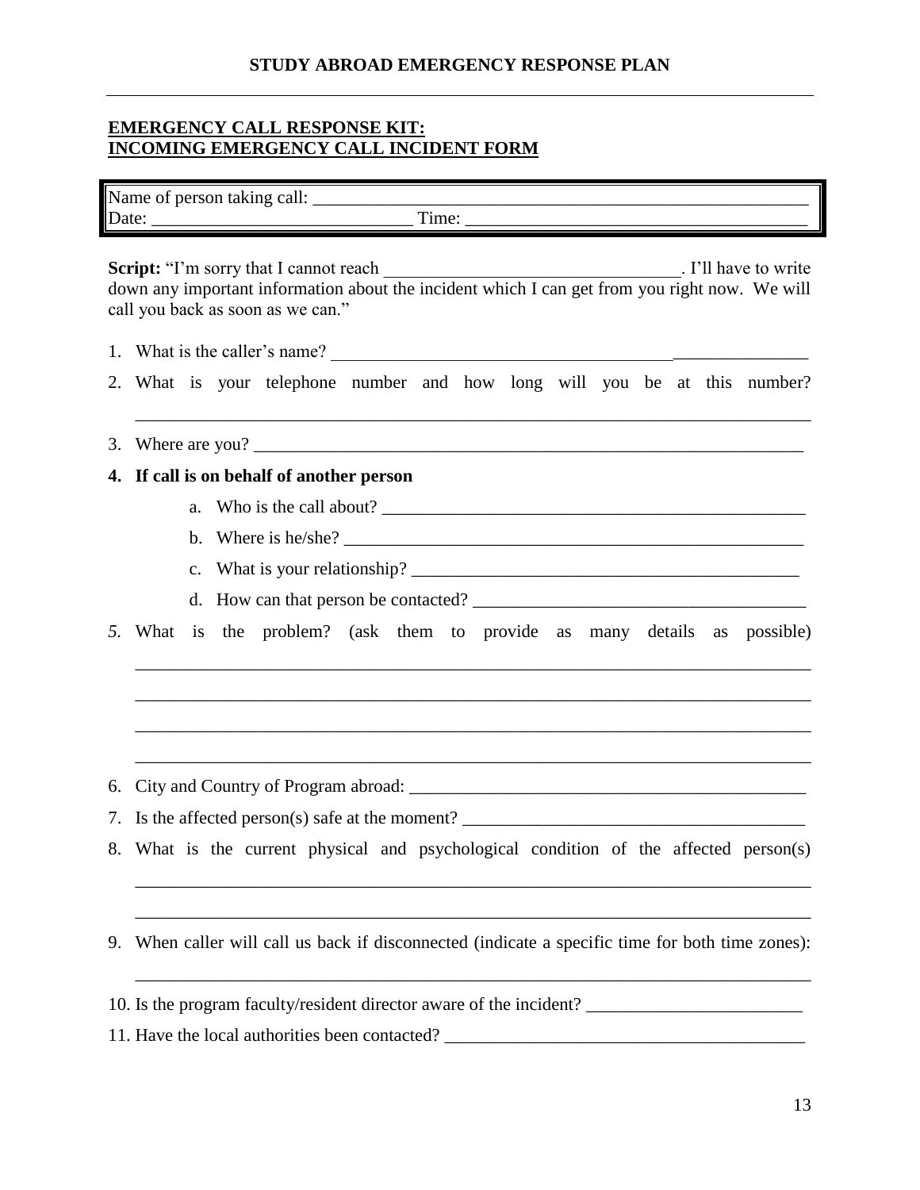## EMERGENCY CALL RESPONSE KIT:
## INCOMING EMERGENCY CALL INCIDENT FORM

| Name of person taking call: ______________________________________________________ |
|---|
| Date: ____________________________ Time: ______________________________________ |

**Script:** "I'm sorry that I cannot reach ________________________________. I'll have to write down any important information about the incident which I can get from you right now. We will call you back as soon as we can."

1. What is the caller's name? ______________________________________________________
2. What is your telephone number and how long will you be at this number? ________________________________________________________________________
3. Where are you? ______________________________________________________________
4. **If call is on behalf of another person**
   a. Who is the call about? ______________________________________________
   b. Where is he/she? ___________________________________________________
   c. What is your relationship? ___________________________________________
   d. How can that person be contacted? ____________________________________
5. What is the problem? (ask them to provide as many details as possible) ________________________________________________________________________ ________________________________________________________________________ ________________________________________________________________________ ________________________________________________________________________
6. City and Country of Program abroad: ____________________________________________
7. Is the affected person(s) safe at the moment? _____________________________________
8. What is the current physical and psychological condition of the affected person(s) ________________________________________________________________________ ________________________________________________________________________
9. When caller will call us back if disconnected (indicate a specific time for both time zones): ________________________________________________________________________
10. Is the program faculty/resident director aware of the incident? _______________________
11. Have the local authorities been contacted? _______________________________________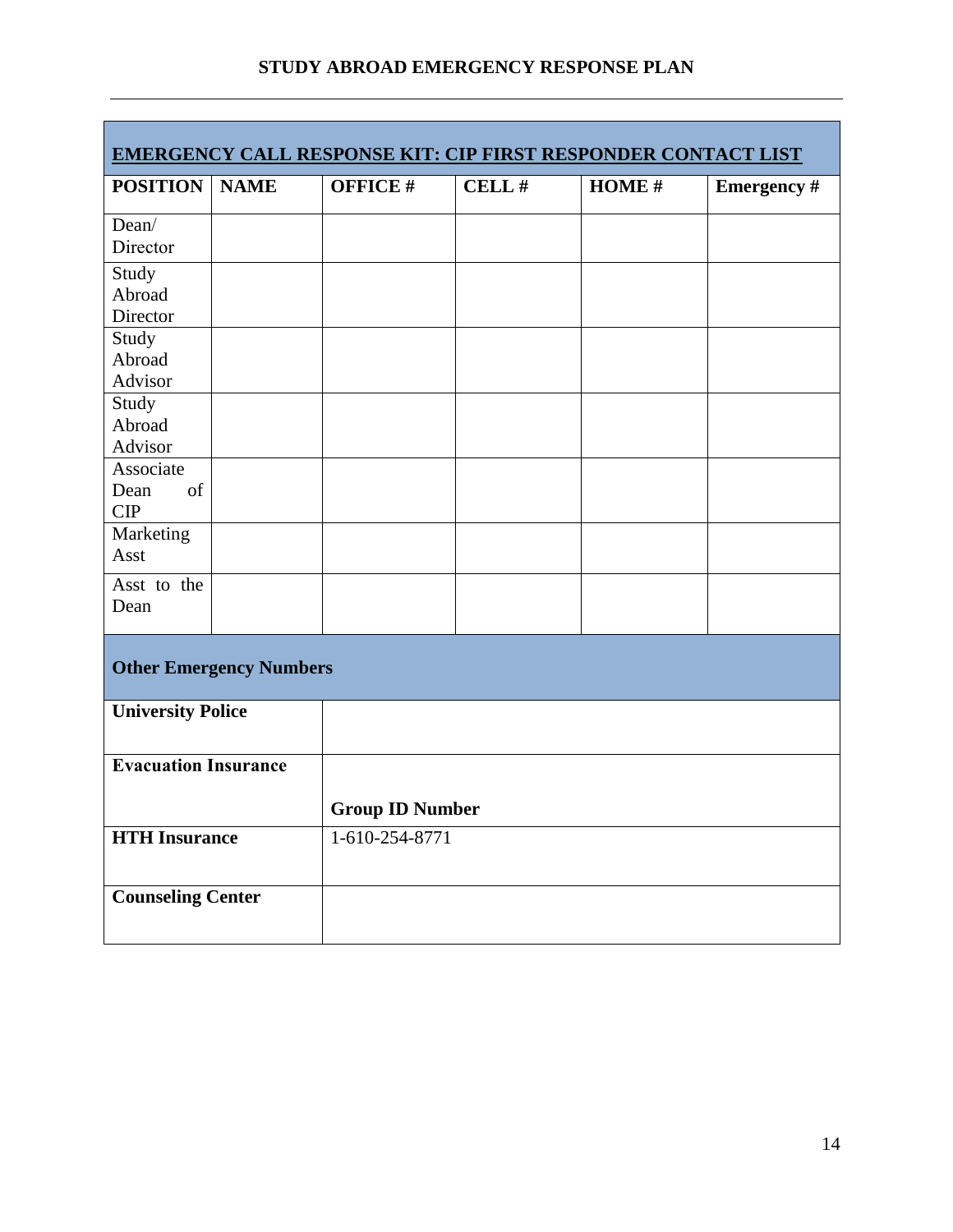## STUDY ABROAD EMERGENCY RESPONSE PLAN

| EMERGENCY CALL RESPONSE KIT: CIP FIRST RESPONDER CONTACT LIST | | | | | |
|---|---|---|---|---|---|
| **POSITION** | **NAME** | **OFFICE #** | **CELL #** | **HOME #** | **Emergency #** |
| Dean/ Director | | | | | |
| Study Abroad Director | | | | | |
| Study Abroad Advisor | | | | | |
| Study Abroad Advisor | | | | | |
| Associate Dean of CIP | | | | | |
| Marketing Asst | | | | | |
| Asst to the Dean | | | | | |

| **Other Emergency Numbers** | |
|---|---|
| **University Police** | |
| **Evacuation Insurance** | **Group ID Number** |
| **HTH Insurance** | 1-610-254-8771 |
| **Counseling Center** | |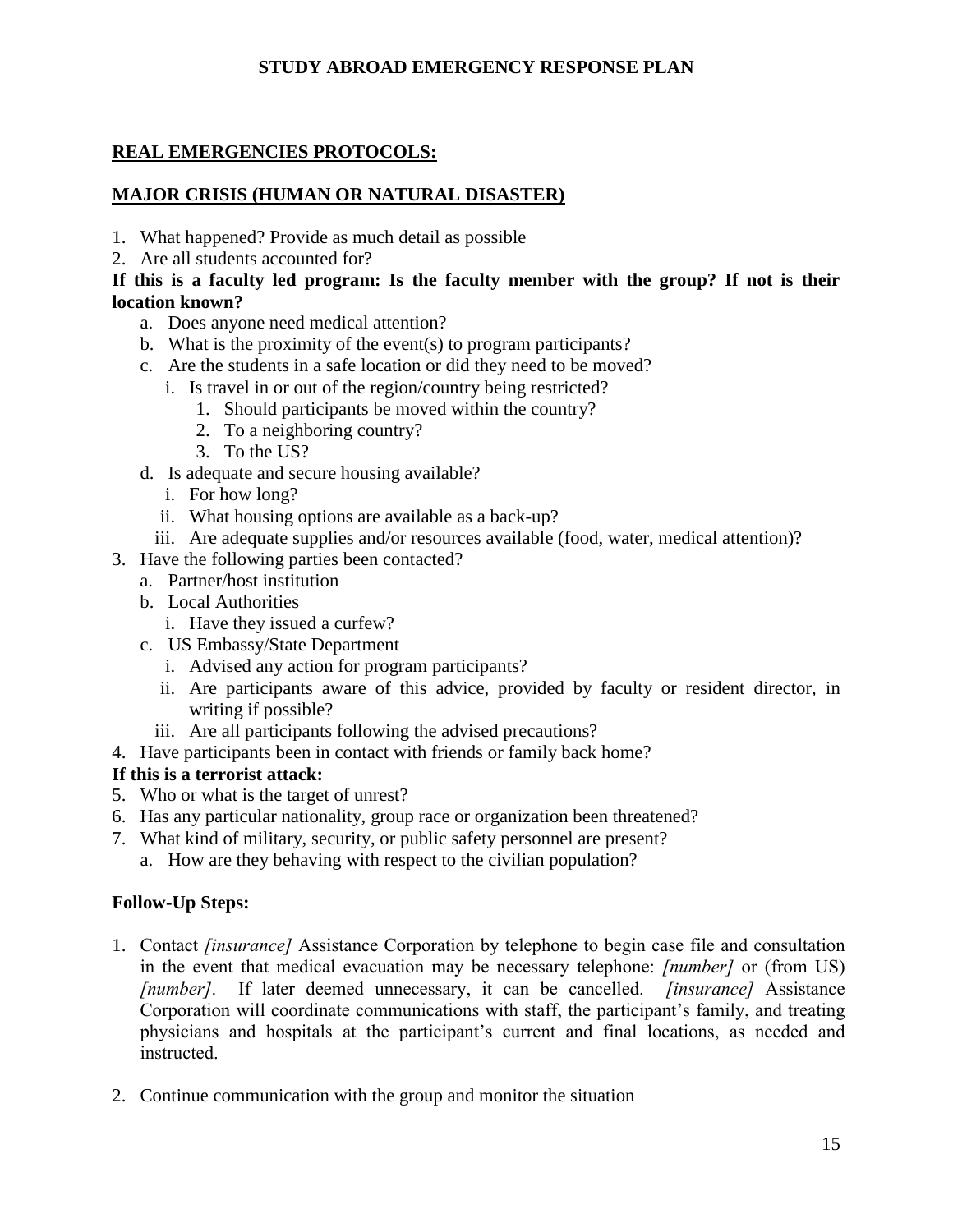## REAL EMERGENCIES PROTOCOLS:

## MAJOR CRISIS (HUMAN OR NATURAL DISASTER)

1. What happened? Provide as much detail as possible
2. Are all students accounted for?

**If this is a faculty led program: Is the faculty member with the group? If not is their location known?**

   a. Does anyone need medical attention?
   b. What is the proximity of the event(s) to program participants?
   c. Are the students in a safe location or did they need to be moved?
      i. Is travel in or out of the region/country being restricted?
         1. Should participants be moved within the country?
         2. To a neighboring country?
         3. To the US?
   d. Is adequate and secure housing available?
      i. For how long?
      ii. What housing options are available as a back-up?
      iii. Are adequate supplies and/or resources available (food, water, medical attention)?
3. Have the following parties been contacted?
   a. Partner/host institution
   b. Local Authorities
      i. Have they issued a curfew?
   c. US Embassy/State Department
      i. Advised any action for program participants?
      ii. Are participants aware of this advice, provided by faculty or resident director, in writing if possible?
      iii. Are all participants following the advised precautions?
4. Have participants been in contact with friends or family back home?

**If this is a terrorist attack:**

5. Who or what is the target of unrest?
6. Has any particular nationality, group race or organization been threatened?
7. What kind of military, security, or public safety personnel are present?
   a. How are they behaving with respect to the civilian population?

**Follow-Up Steps:**

1. Contact *[insurance]* Assistance Corporation by telephone to begin case file and consultation in the event that medical evacuation may be necessary telephone: *[number]* or (from US) *[number]*. If later deemed unnecessary, it can be cancelled. *[insurance]* Assistance Corporation will coordinate communications with staff, the participant's family, and treating physicians and hospitals at the participant's current and final locations, as needed and instructed.

2. Continue communication with the group and monitor the situation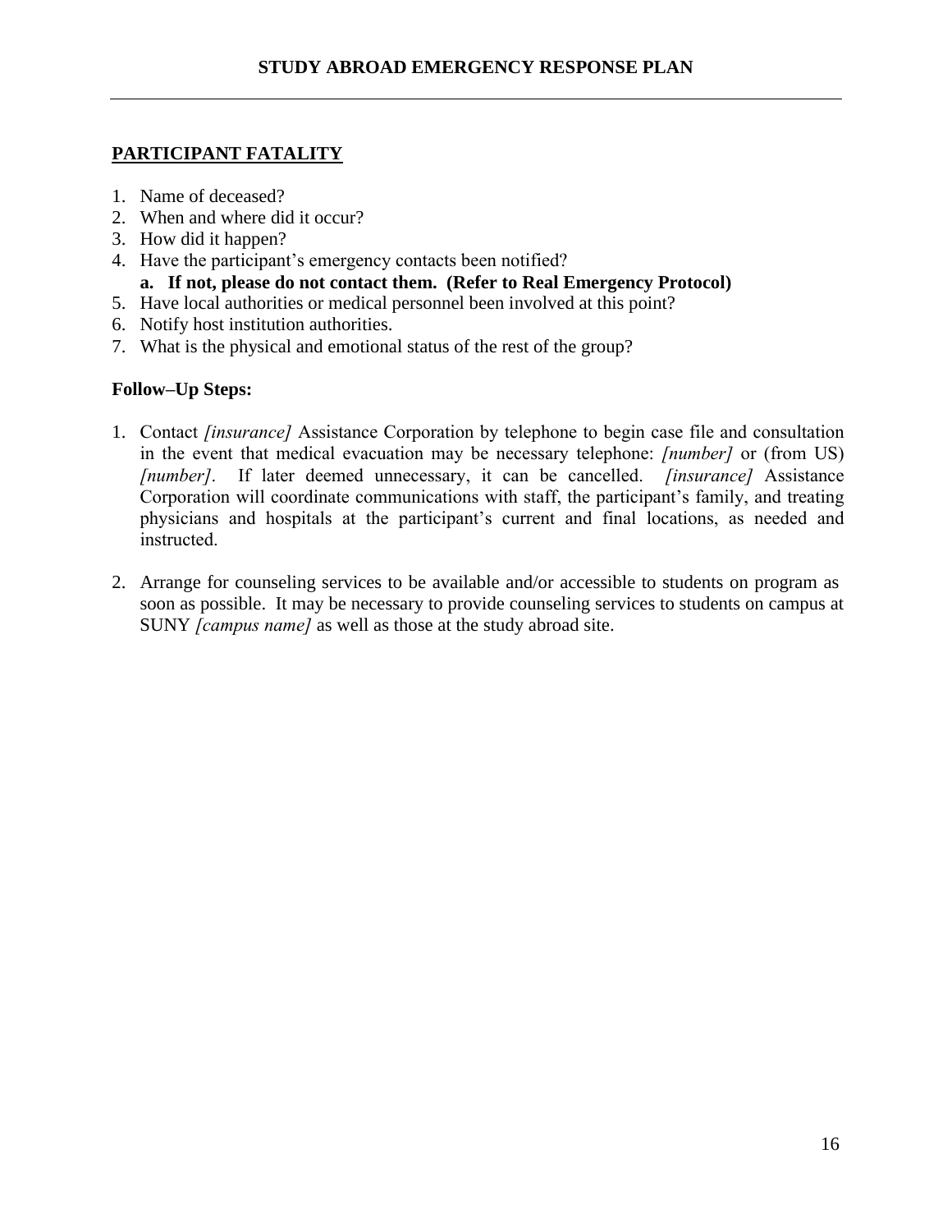## PARTICIPANT FATALITY

1. Name of deceased?
2. When and where did it occur?
3. How did it happen?
4. Have the participant's emergency contacts been notified?
   a. **If not, please do not contact them. (Refer to Real Emergency Protocol)**
5. Have local authorities or medical personnel been involved at this point?
6. Notify host institution authorities.
7. What is the physical and emotional status of the rest of the group?

**Follow–Up Steps:**

1. Contact *[insurance]* Assistance Corporation by telephone to begin case file and consultation in the event that medical evacuation may be necessary telephone: *[number]* or (from US) *[number]*. If later deemed unnecessary, it can be cancelled. *[insurance]* Assistance Corporation will coordinate communications with staff, the participant's family, and treating physicians and hospitals at the participant's current and final locations, as needed and instructed.

2. Arrange for counseling services to be available and/or accessible to students on program as soon as possible. It may be necessary to provide counseling services to students on campus at SUNY *[campus name]* as well as those at the study abroad site.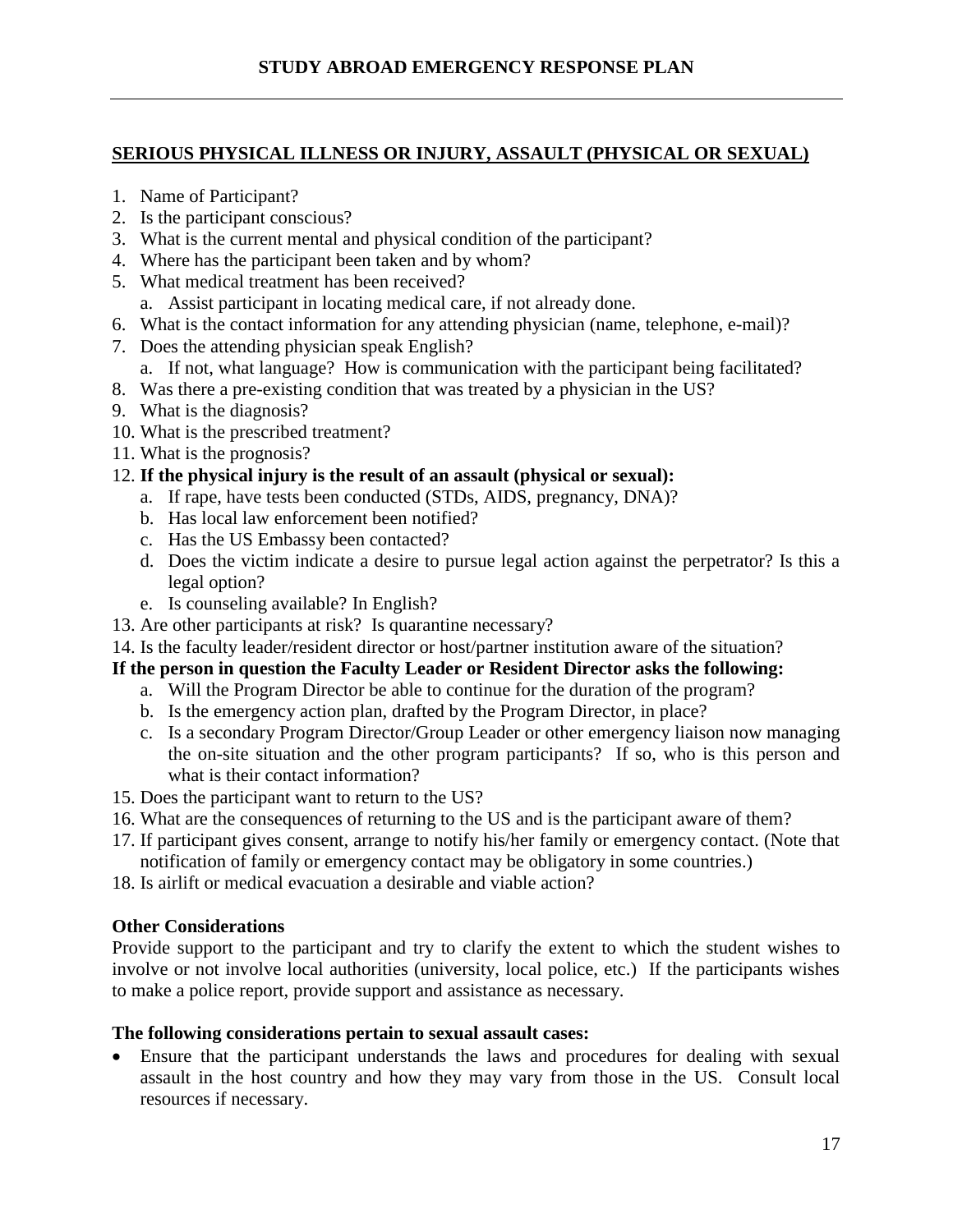## SERIOUS PHYSICAL ILLNESS OR INJURY, ASSAULT (PHYSICAL OR SEXUAL)

1. Name of Participant?
2. Is the participant conscious?
3. What is the current mental and physical condition of the participant?
4. Where has the participant been taken and by whom?
5. What medical treatment has been received?
   a. Assist participant in locating medical care, if not already done.
6. What is the contact information for any attending physician (name, telephone, e-mail)?
7. Does the attending physician speak English?
   a. If not, what language? How is communication with the participant being facilitated?
8. Was there a pre-existing condition that was treated by a physician in the US?
9. What is the diagnosis?
10. What is the prescribed treatment?
11. What is the prognosis?
12. **If the physical injury is the result of an assault (physical or sexual):**
    a. If rape, have tests been conducted (STDs, AIDS, pregnancy, DNA)?
    b. Has local law enforcement been notified?
    c. Has the US Embassy been contacted?
    d. Does the victim indicate a desire to pursue legal action against the perpetrator? Is this a legal option?
    e. Is counseling available? In English?
13. Are other participants at risk? Is quarantine necessary?
14. Is the faculty leader/resident director or host/partner institution aware of the situation?

**If the person in question the Faculty Leader or Resident Director asks the following:**

   a. Will the Program Director be able to continue for the duration of the program?
   b. Is the emergency action plan, drafted by the Program Director, in place?
   c. Is a secondary Program Director/Group Leader or other emergency liaison now managing the on-site situation and the other program participants? If so, who is this person and what is their contact information?

15. Does the participant want to return to the US?
16. What are the consequences of returning to the US and is the participant aware of them?
17. If participant gives consent, arrange to notify his/her family or emergency contact. (Note that notification of family or emergency contact may be obligatory in some countries.)
18. Is airlift or medical evacuation a desirable and viable action?

**Other Considerations**

Provide support to the participant and try to clarify the extent to which the student wishes to involve or not involve local authorities (university, local police, etc.) If the participants wishes to make a police report, provide support and assistance as necessary.

**The following considerations pertain to sexual assault cases:**

- Ensure that the participant understands the laws and procedures for dealing with sexual assault in the host country and how they may vary from those in the US. Consult local resources if necessary.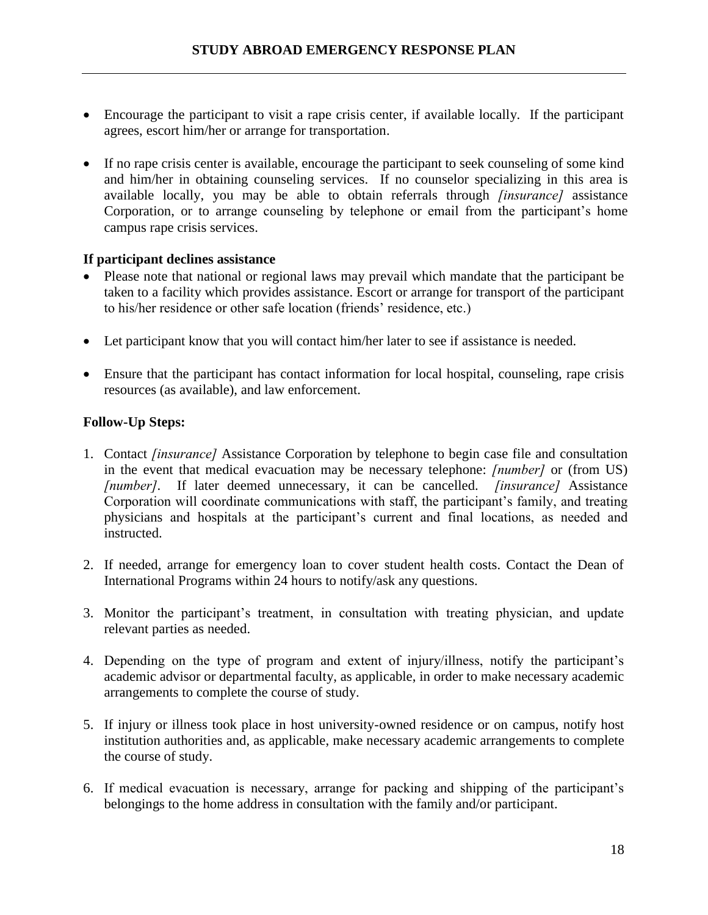- Encourage the participant to visit a rape crisis center, if available locally. If the participant agrees, escort him/her or arrange for transportation.

- If no rape crisis center is available, encourage the participant to seek counseling of some kind and him/her in obtaining counseling services. If no counselor specializing in this area is available locally, you may be able to obtain referrals through *[insurance]* assistance Corporation, or to arrange counseling by telephone or email from the participant's home campus rape crisis services.

**If participant declines assistance**

- Please note that national or regional laws may prevail which mandate that the participant be taken to a facility which provides assistance. Escort or arrange for transport of the participant to his/her residence or other safe location (friends' residence, etc.)

- Let participant know that you will contact him/her later to see if assistance is needed.

- Ensure that the participant has contact information for local hospital, counseling, rape crisis resources (as available), and law enforcement.

**Follow-Up Steps:**

1. Contact *[insurance]* Assistance Corporation by telephone to begin case file and consultation in the event that medical evacuation may be necessary telephone: *[number]* or (from US) *[number]*. If later deemed unnecessary, it can be cancelled. *[insurance]* Assistance Corporation will coordinate communications with staff, the participant's family, and treating physicians and hospitals at the participant's current and final locations, as needed and instructed.

2. If needed, arrange for emergency loan to cover student health costs. Contact the Dean of International Programs within 24 hours to notify/ask any questions.

3. Monitor the participant's treatment, in consultation with treating physician, and update relevant parties as needed.

4. Depending on the type of program and extent of injury/illness, notify the participant's academic advisor or departmental faculty, as applicable, in order to make necessary academic arrangements to complete the course of study.

5. If injury or illness took place in host university-owned residence or on campus, notify host institution authorities and, as applicable, make necessary academic arrangements to complete the course of study.

6. If medical evacuation is necessary, arrange for packing and shipping of the participant's belongings to the home address in consultation with the family and/or participant.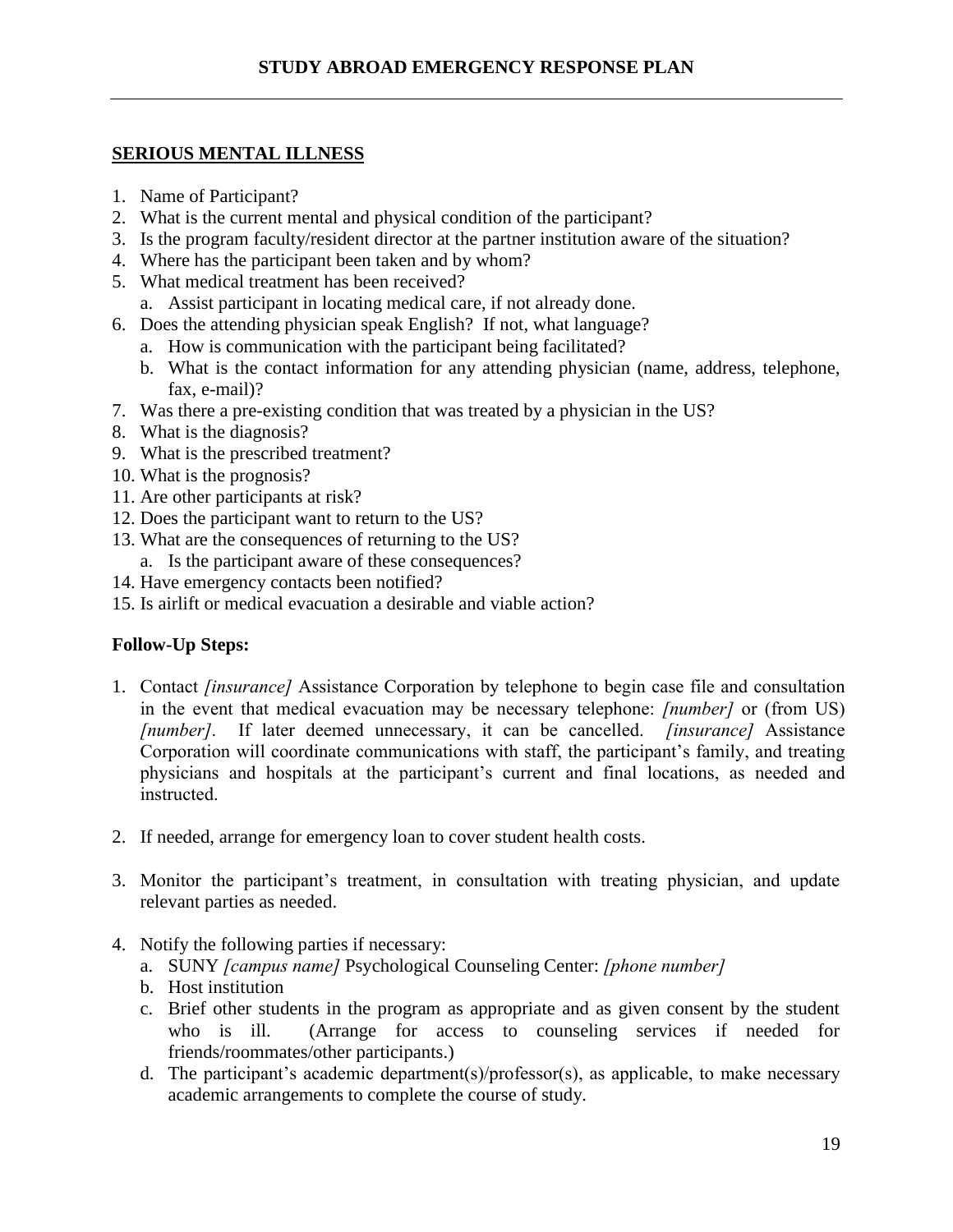## SERIOUS MENTAL ILLNESS

1. Name of Participant?
2. What is the current mental and physical condition of the participant?
3. Is the program faculty/resident director at the partner institution aware of the situation?
4. Where has the participant been taken and by whom?
5. What medical treatment has been received?
   a. Assist participant in locating medical care, if not already done.
6. Does the attending physician speak English? If not, what language?
   a. How is communication with the participant being facilitated?
   b. What is the contact information for any attending physician (name, address, telephone, fax, e-mail)?
7. Was there a pre-existing condition that was treated by a physician in the US?
8. What is the diagnosis?
9. What is the prescribed treatment?
10. What is the prognosis?
11. Are other participants at risk?
12. Does the participant want to return to the US?
13. What are the consequences of returning to the US?
    a. Is the participant aware of these consequences?
14. Have emergency contacts been notified?
15. Is airlift or medical evacuation a desirable and viable action?

**Follow-Up Steps:**

1. Contact *[insurance]* Assistance Corporation by telephone to begin case file and consultation in the event that medical evacuation may be necessary telephone: *[number]* or (from US) *[number]*. If later deemed unnecessary, it can be cancelled. *[insurance]* Assistance Corporation will coordinate communications with staff, the participant's family, and treating physicians and hospitals at the participant's current and final locations, as needed and instructed.

2. If needed, arrange for emergency loan to cover student health costs.

3. Monitor the participant's treatment, in consultation with treating physician, and update relevant parties as needed.

4. Notify the following parties if necessary:
   a. SUNY *[campus name]* Psychological Counseling Center: *[phone number]*
   b. Host institution
   c. Brief other students in the program as appropriate and as given consent by the student who is ill. (Arrange for access to counseling services if needed for friends/roommates/other participants.)
   d. The participant's academic department(s)/professor(s), as applicable, to make necessary academic arrangements to complete the course of study.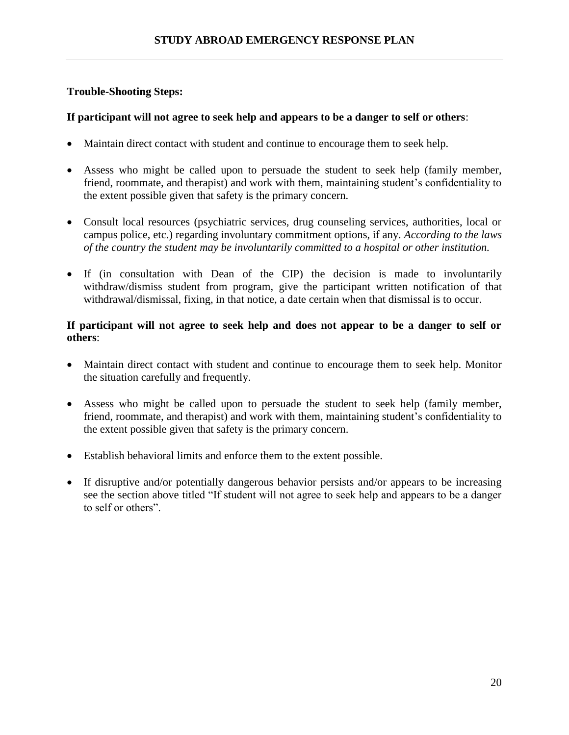**Trouble-Shooting Steps:**

**If participant will not agree to seek help and appears to be a danger to self or others**:

- Maintain direct contact with student and continue to encourage them to seek help.
- Assess who might be called upon to persuade the student to seek help (family member, friend, roommate, and therapist) and work with them, maintaining student's confidentiality to the extent possible given that safety is the primary concern.
- Consult local resources (psychiatric services, drug counseling services, authorities, local or campus police, etc.) regarding involuntary commitment options, if any. *According to the laws of the country the student may be involuntarily committed to a hospital or other institution.*
- If (in consultation with Dean of the CIP) the decision is made to involuntarily withdraw/dismiss student from program, give the participant written notification of that withdrawal/dismissal, fixing, in that notice, a date certain when that dismissal is to occur.

**If participant will not agree to seek help and does not appear to be a danger to self or others**:

- Maintain direct contact with student and continue to encourage them to seek help. Monitor the situation carefully and frequently.
- Assess who might be called upon to persuade the student to seek help (family member, friend, roommate, and therapist) and work with them, maintaining student's confidentiality to the extent possible given that safety is the primary concern.
- Establish behavioral limits and enforce them to the extent possible.
- If disruptive and/or potentially dangerous behavior persists and/or appears to be increasing see the section above titled "If student will not agree to seek help and appears to be a danger to self or others".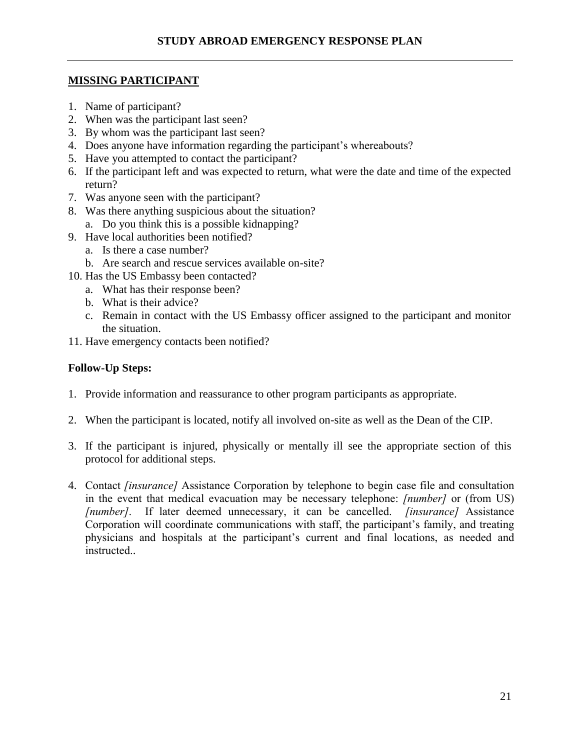## MISSING PARTICIPANT

1. Name of participant?
2. When was the participant last seen?
3. By whom was the participant last seen?
4. Does anyone have information regarding the participant's whereabouts?
5. Have you attempted to contact the participant?
6. If the participant left and was expected to return, what were the date and time of the expected return?
7. Was anyone seen with the participant?
8. Was there anything suspicious about the situation?
   a. Do you think this is a possible kidnapping?
9. Have local authorities been notified?
   a. Is there a case number?
   b. Are search and rescue services available on-site?
10. Has the US Embassy been contacted?
    a. What has their response been?
    b. What is their advice?
    c. Remain in contact with the US Embassy officer assigned to the participant and monitor the situation.
11. Have emergency contacts been notified?

**Follow-Up Steps:**

1. Provide information and reassurance to other program participants as appropriate.

2. When the participant is located, notify all involved on-site as well as the Dean of the CIP.

3. If the participant is injured, physically or mentally ill see the appropriate section of this protocol for additional steps.

4. Contact *[insurance]* Assistance Corporation by telephone to begin case file and consultation in the event that medical evacuation may be necessary telephone: *[number]* or (from US) *[number]*. If later deemed unnecessary, it can be cancelled. *[insurance]* Assistance Corporation will coordinate communications with staff, the participant's family, and treating physicians and hospitals at the participant's current and final locations, as needed and instructed..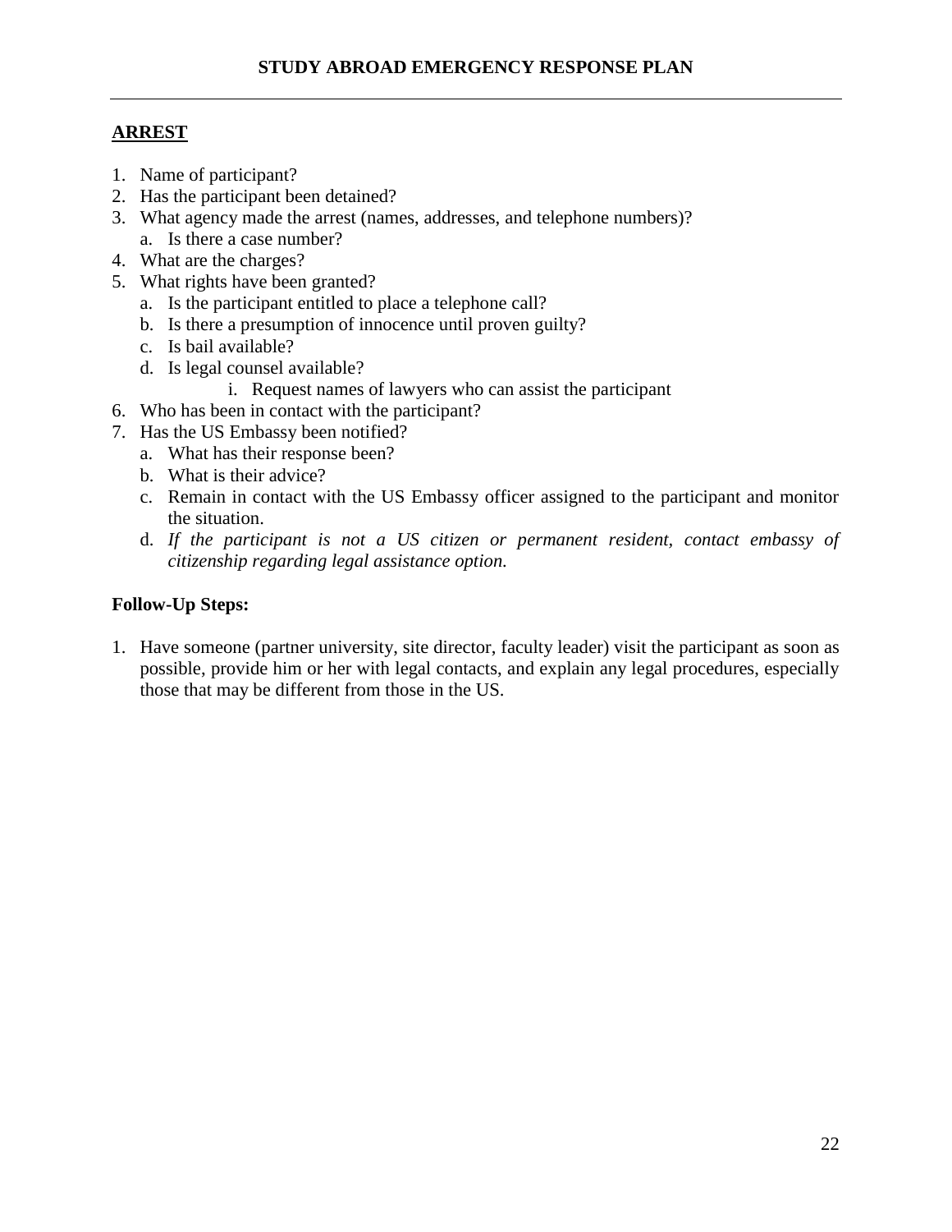## ARREST

1. Name of participant?
2. Has the participant been detained?
3. What agency made the arrest (names, addresses, and telephone numbers)?
   a. Is there a case number?
4. What are the charges?
5. What rights have been granted?
   a. Is the participant entitled to place a telephone call?
   b. Is there a presumption of innocence until proven guilty?
   c. Is bail available?
   d. Is legal counsel available?
      i. Request names of lawyers who can assist the participant
6. Who has been in contact with the participant?
7. Has the US Embassy been notified?
   a. What has their response been?
   b. What is their advice?
   c. Remain in contact with the US Embassy officer assigned to the participant and monitor the situation.
   d. *If the participant is not a US citizen or permanent resident, contact embassy of citizenship regarding legal assistance option.*

**Follow-Up Steps:**

1. Have someone (partner university, site director, faculty leader) visit the participant as soon as possible, provide him or her with legal contacts, and explain any legal procedures, especially those that may be different from those in the US.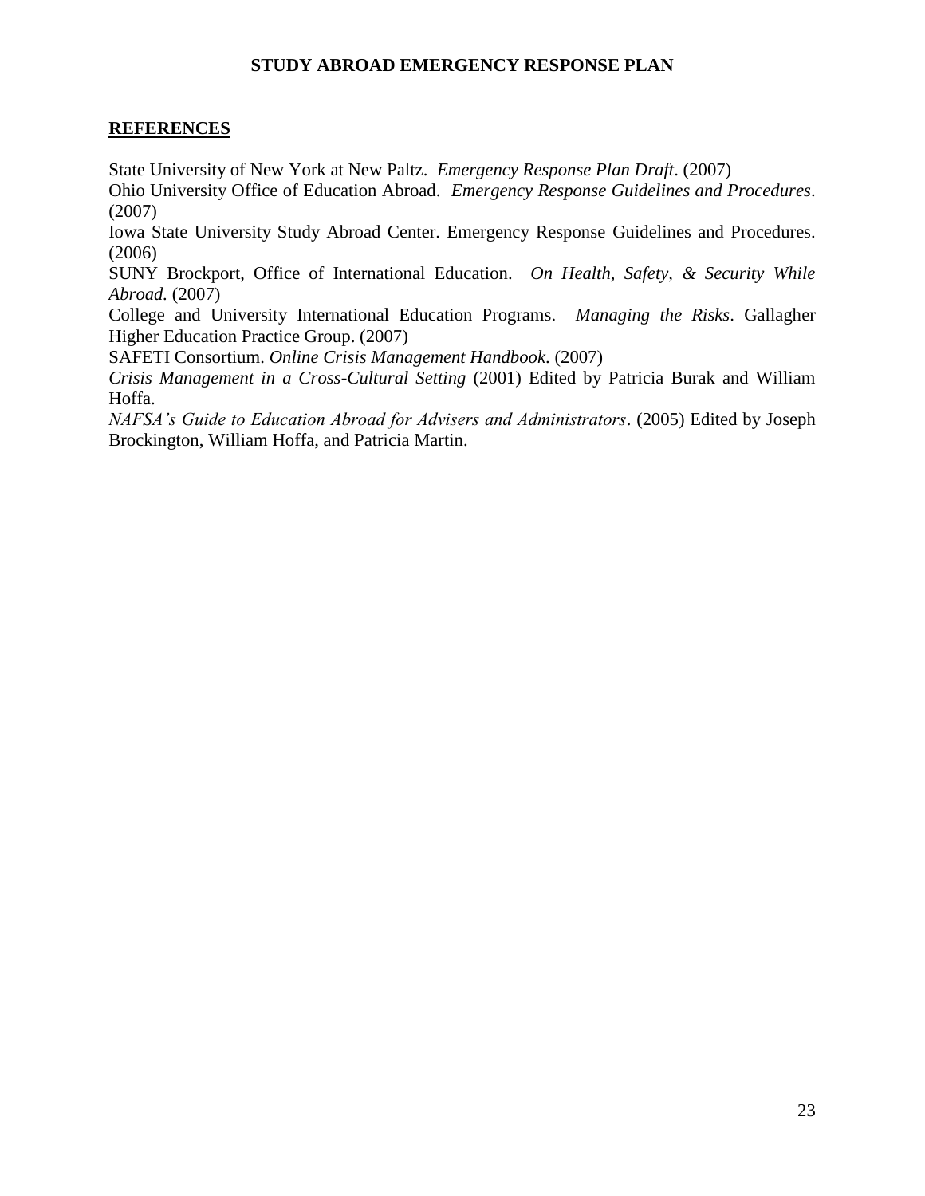## **REFERENCES**

State University of New York at New Paltz. *Emergency Response Plan Draft*. (2007)

Ohio University Office of Education Abroad. *Emergency Response Guidelines and Procedures*. (2007)

Iowa State University Study Abroad Center. Emergency Response Guidelines and Procedures. (2006)

SUNY Brockport, Office of International Education. *On Health, Safety, & Security While Abroad.* (2007)

College and University International Education Programs. *Managing the Risks*. Gallagher Higher Education Practice Group. (2007)

SAFETI Consortium. *Online Crisis Management Handbook.* (2007)

*Crisis Management in a Cross-Cultural Setting* (2001) Edited by Patricia Burak and William Hoffa.

*NAFSA's Guide to Education Abroad for Advisers and Administrators*. (2005) Edited by Joseph Brockington, William Hoffa, and Patricia Martin.